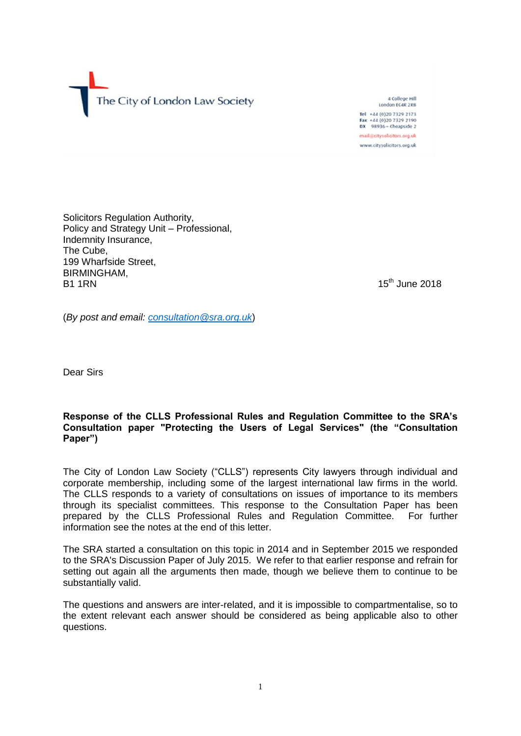The City of London Law Society

4 College Hill
London EC4R 2RB

Tel +44 (0)20 7329 2173
Fax +44 (0)20 7329 2190
DX 98936 – Cheapside 2

mail@citysolicitors.org.uk
www.citysolicitors.org.uk

Solicitors Regulation Authority,
Policy and Strategy Unit – Professional,
Indemnity Insurance,
The Cube,
199 Wharfside Street,
BIRMINGHAM,
B1 1RN

15th June 2018

(*By post and email: consultation@sra.org.uk*)

Dear Sirs

**Response of the CLLS Professional Rules and Regulation Committee to the SRA's Consultation paper "Protecting the Users of Legal Services" (the "Consultation Paper")**

The City of London Law Society ("CLLS") represents City lawyers through individual and corporate membership, including some of the largest international law firms in the world. The CLLS responds to a variety of consultations on issues of importance to its members through its specialist committees. This response to the Consultation Paper has been prepared by the CLLS Professional Rules and Regulation Committee. For further information see the notes at the end of this letter.

The SRA started a consultation on this topic in 2014 and in September 2015 we responded to the SRA's Discussion Paper of July 2015. We refer to that earlier response and refrain for setting out again all the arguments then made, though we believe them to continue to be substantially valid.

The questions and answers are inter-related, and it is impossible to compartmentalise, so to the extent relevant each answer should be considered as being applicable also to other questions.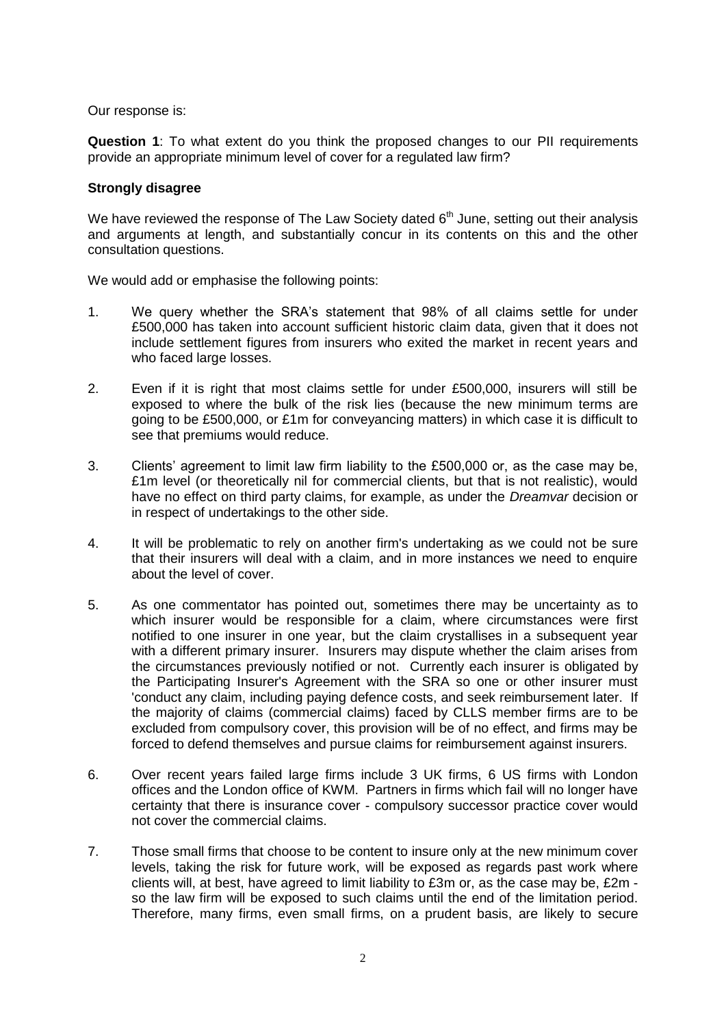Our response is:

**Question 1**: To what extent do you think the proposed changes to our PII requirements provide an appropriate minimum level of cover for a regulated law firm?

**Strongly disagree**

We have reviewed the response of The Law Society dated 6th June, setting out their analysis and arguments at length, and substantially concur in its contents on this and the other consultation questions.

We would add or emphasise the following points:

1. We query whether the SRA's statement that 98% of all claims settle for under £500,000 has taken into account sufficient historic claim data, given that it does not include settlement figures from insurers who exited the market in recent years and who faced large losses.

2. Even if it is right that most claims settle for under £500,000, insurers will still be exposed to where the bulk of the risk lies (because the new minimum terms are going to be £500,000, or £1m for conveyancing matters) in which case it is difficult to see that premiums would reduce.

3. Clients' agreement to limit law firm liability to the £500,000 or, as the case may be, £1m level (or theoretically nil for commercial clients, but that is not realistic), would have no effect on third party claims, for example, as under the *Dreamvar* decision or in respect of undertakings to the other side.

4. It will be problematic to rely on another firm's undertaking as we could not be sure that their insurers will deal with a claim, and in more instances we need to enquire about the level of cover.

5. As one commentator has pointed out, sometimes there may be uncertainty as to which insurer would be responsible for a claim, where circumstances were first notified to one insurer in one year, but the claim crystallises in a subsequent year with a different primary insurer. Insurers may dispute whether the claim arises from the circumstances previously notified or not. Currently each insurer is obligated by the Participating Insurer's Agreement with the SRA so one or other insurer must 'conduct any claim, including paying defence costs, and seek reimbursement later. If the majority of claims (commercial claims) faced by CLLS member firms are to be excluded from compulsory cover, this provision will be of no effect, and firms may be forced to defend themselves and pursue claims for reimbursement against insurers.

6. Over recent years failed large firms include 3 UK firms, 6 US firms with London offices and the London office of KWM. Partners in firms which fail will no longer have certainty that there is insurance cover - compulsory successor practice cover would not cover the commercial claims.

7. Those small firms that choose to be content to insure only at the new minimum cover levels, taking the risk for future work, will be exposed as regards past work where clients will, at best, have agreed to limit liability to £3m or, as the case may be, £2m - so the law firm will be exposed to such claims until the end of the limitation period. Therefore, many firms, even small firms, on a prudent basis, are likely to secure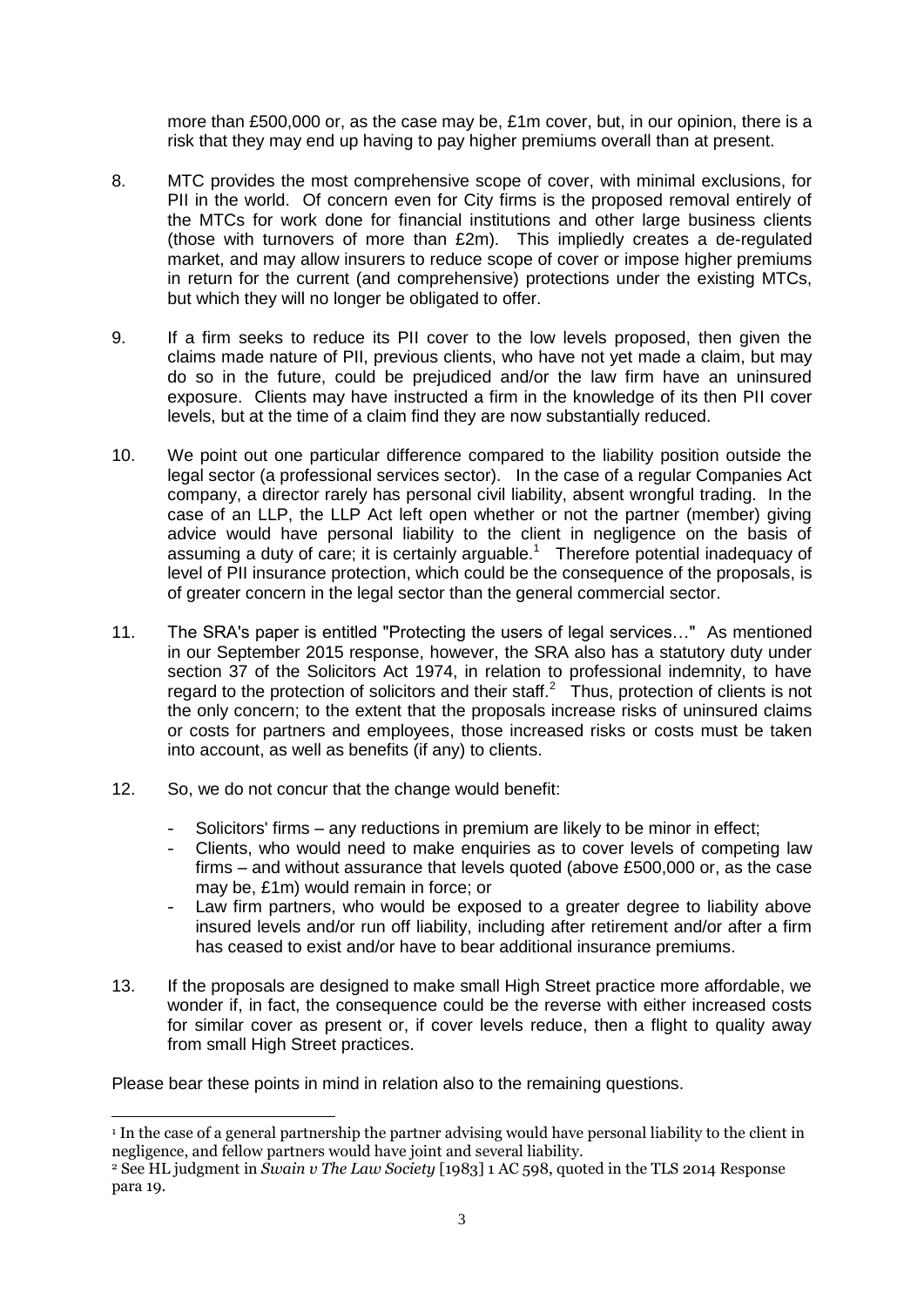more than £500,000 or, as the case may be, £1m cover, but, in our opinion, there is a risk that they may end up having to pay higher premiums overall than at present.

8. MTC provides the most comprehensive scope of cover, with minimal exclusions, for PII in the world. Of concern even for City firms is the proposed removal entirely of the MTCs for work done for financial institutions and other large business clients (those with turnovers of more than £2m). This impliedly creates a de-regulated market, and may allow insurers to reduce scope of cover or impose higher premiums in return for the current (and comprehensive) protections under the existing MTCs, but which they will no longer be obligated to offer.

9. If a firm seeks to reduce its PII cover to the low levels proposed, then given the claims made nature of PII, previous clients, who have not yet made a claim, but may do so in the future, could be prejudiced and/or the law firm have an uninsured exposure. Clients may have instructed a firm in the knowledge of its then PII cover levels, but at the time of a claim find they are now substantially reduced.

10. We point out one particular difference compared to the liability position outside the legal sector (a professional services sector). In the case of a regular Companies Act company, a director rarely has personal civil liability, absent wrongful trading. In the case of an LLP, the LLP Act left open whether or not the partner (member) giving advice would have personal liability to the client in negligence on the basis of assuming a duty of care; it is certainly arguable.[1] Therefore potential inadequacy of level of PII insurance protection, which could be the consequence of the proposals, is of greater concern in the legal sector than the general commercial sector.

11. The SRA's paper is entitled "Protecting the users of legal services…" As mentioned in our September 2015 response, however, the SRA also has a statutory duty under section 37 of the Solicitors Act 1974, in relation to professional indemnity, to have regard to the protection of solicitors and their staff.[2] Thus, protection of clients is not the only concern; to the extent that the proposals increase risks of uninsured claims or costs for partners and employees, those increased risks or costs must be taken into account, as well as benefits (if any) to clients.

12. So, we do not concur that the change would benefit:

   - Solicitors' firms – any reductions in premium are likely to be minor in effect;
   - Clients, who would need to make enquiries as to cover levels of competing law firms – and without assurance that levels quoted (above £500,000 or, as the case may be, £1m) would remain in force; or
   - Law firm partners, who would be exposed to a greater degree to liability above insured levels and/or run off liability, including after retirement and/or after a firm has ceased to exist and/or have to bear additional insurance premiums.

13. If the proposals are designed to make small High Street practice more affordable, we wonder if, in fact, the consequence could be the reverse with either increased costs for similar cover as present or, if cover levels reduce, then a flight to quality away from small High Street practices.

Please bear these points in mind in relation also to the remaining questions.

[1] In the case of a general partnership the partner advising would have personal liability to the client in negligence, and fellow partners would have joint and several liability.

[2] See HL judgment in *Swain v The Law Society* [1983] 1 AC 598, quoted in the TLS 2014 Response para 19.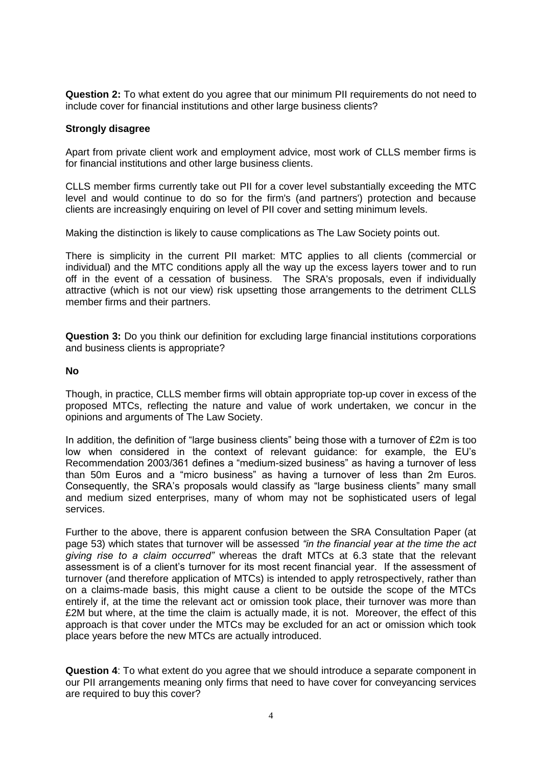**Question 2:** To what extent do you agree that our minimum PII requirements do not need to include cover for financial institutions and other large business clients?

**Strongly disagree**

Apart from private client work and employment advice, most work of CLLS member firms is for financial institutions and other large business clients.

CLLS member firms currently take out PII for a cover level substantially exceeding the MTC level and would continue to do so for the firm's (and partners') protection and because clients are increasingly enquiring on level of PII cover and setting minimum levels.

Making the distinction is likely to cause complications as The Law Society points out.

There is simplicity in the current PII market: MTC applies to all clients (commercial or individual) and the MTC conditions apply all the way up the excess layers tower and to run off in the event of a cessation of business. The SRA's proposals, even if individually attractive (which is not our view) risk upsetting those arrangements to the detriment CLLS member firms and their partners.

**Question 3:** Do you think our definition for excluding large financial institutions corporations and business clients is appropriate?

**No**

Though, in practice, CLLS member firms will obtain appropriate top-up cover in excess of the proposed MTCs, reflecting the nature and value of work undertaken, we concur in the opinions and arguments of The Law Society.

In addition, the definition of "large business clients" being those with a turnover of £2m is too low when considered in the context of relevant guidance: for example, the EU's Recommendation 2003/361 defines a "medium-sized business" as having a turnover of less than 50m Euros and a "micro business" as having a turnover of less than 2m Euros. Consequently, the SRA's proposals would classify as "large business clients" many small and medium sized enterprises, many of whom may not be sophisticated users of legal services.

Further to the above, there is apparent confusion between the SRA Consultation Paper (at page 53) which states that turnover will be assessed *"in the financial year at the time the act giving rise to a claim occurred"* whereas the draft MTCs at 6.3 state that the relevant assessment is of a client's turnover for its most recent financial year. If the assessment of turnover (and therefore application of MTCs) is intended to apply retrospectively, rather than on a claims-made basis, this might cause a client to be outside the scope of the MTCs entirely if, at the time the relevant act or omission took place, their turnover was more than £2M but where, at the time the claim is actually made, it is not. Moreover, the effect of this approach is that cover under the MTCs may be excluded for an act or omission which took place years before the new MTCs are actually introduced.

**Question 4**: To what extent do you agree that we should introduce a separate component in our PII arrangements meaning only firms that need to have cover for conveyancing services are required to buy this cover?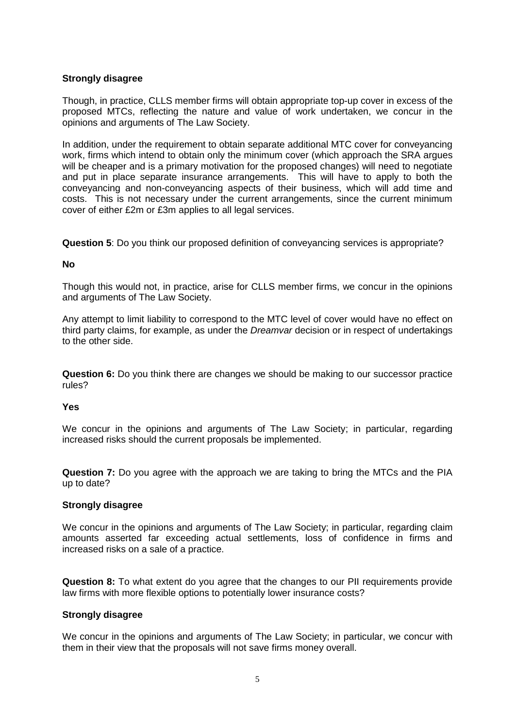**Strongly disagree**

Though, in practice, CLLS member firms will obtain appropriate top-up cover in excess of the proposed MTCs, reflecting the nature and value of work undertaken, we concur in the opinions and arguments of The Law Society.

In addition, under the requirement to obtain separate additional MTC cover for conveyancing work, firms which intend to obtain only the minimum cover (which approach the SRA argues will be cheaper and is a primary motivation for the proposed changes) will need to negotiate and put in place separate insurance arrangements. This will have to apply to both the conveyancing and non-conveyancing aspects of their business, which will add time and costs. This is not necessary under the current arrangements, since the current minimum cover of either £2m or £3m applies to all legal services.

**Question 5**: Do you think our proposed definition of conveyancing services is appropriate?

**No**

Though this would not, in practice, arise for CLLS member firms, we concur in the opinions and arguments of The Law Society.

Any attempt to limit liability to correspond to the MTC level of cover would have no effect on third party claims, for example, as under the *Dreamvar* decision or in respect of undertakings to the other side.

**Question 6:** Do you think there are changes we should be making to our successor practice rules?

**Yes**

We concur in the opinions and arguments of The Law Society; in particular, regarding increased risks should the current proposals be implemented.

**Question 7:** Do you agree with the approach we are taking to bring the MTCs and the PIA up to date?

**Strongly disagree**

We concur in the opinions and arguments of The Law Society; in particular, regarding claim amounts asserted far exceeding actual settlements, loss of confidence in firms and increased risks on a sale of a practice.

**Question 8:** To what extent do you agree that the changes to our PII requirements provide law firms with more flexible options to potentially lower insurance costs?

**Strongly disagree**

We concur in the opinions and arguments of The Law Society; in particular, we concur with them in their view that the proposals will not save firms money overall.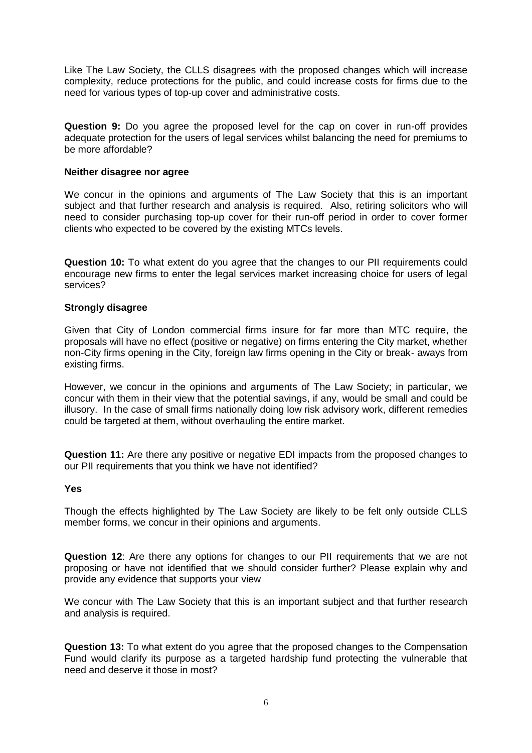Like The Law Society, the CLLS disagrees with the proposed changes which will increase complexity, reduce protections for the public, and could increase costs for firms due to the need for various types of top-up cover and administrative costs.

**Question 9:** Do you agree the proposed level for the cap on cover in run-off provides adequate protection for the users of legal services whilst balancing the need for premiums to be more affordable?

**Neither disagree nor agree**

We concur in the opinions and arguments of The Law Society that this is an important subject and that further research and analysis is required. Also, retiring solicitors who will need to consider purchasing top-up cover for their run-off period in order to cover former clients who expected to be covered by the existing MTCs levels.

**Question 10:** To what extent do you agree that the changes to our PII requirements could encourage new firms to enter the legal services market increasing choice for users of legal services?

**Strongly disagree**

Given that City of London commercial firms insure for far more than MTC require, the proposals will have no effect (positive or negative) on firms entering the City market, whether non-City firms opening in the City, foreign law firms opening in the City or break- aways from existing firms.

However, we concur in the opinions and arguments of The Law Society; in particular, we concur with them in their view that the potential savings, if any, would be small and could be illusory. In the case of small firms nationally doing low risk advisory work, different remedies could be targeted at them, without overhauling the entire market.

**Question 11:** Are there any positive or negative EDI impacts from the proposed changes to our PII requirements that you think we have not identified?

**Yes**

Though the effects highlighted by The Law Society are likely to be felt only outside CLLS member forms, we concur in their opinions and arguments.

**Question 12**: Are there any options for changes to our PII requirements that we are not proposing or have not identified that we should consider further? Please explain why and provide any evidence that supports your view

We concur with The Law Society that this is an important subject and that further research and analysis is required.

**Question 13:** To what extent do you agree that the proposed changes to the Compensation Fund would clarify its purpose as a targeted hardship fund protecting the vulnerable that need and deserve it those in most?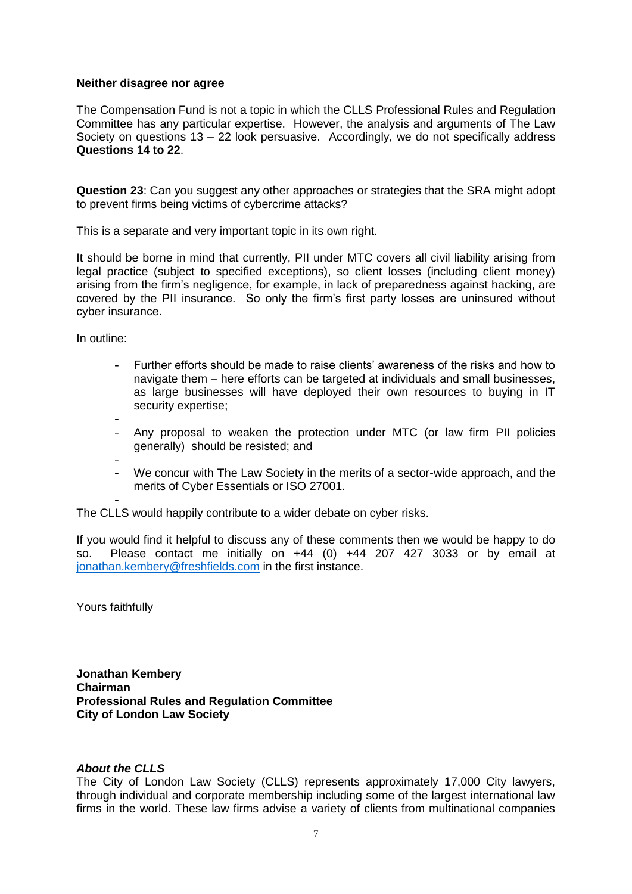**Neither disagree nor agree**

The Compensation Fund is not a topic in which the CLLS Professional Rules and Regulation Committee has any particular expertise. However, the analysis and arguments of The Law Society on questions 13 – 22 look persuasive. Accordingly, we do not specifically address **Questions 14 to 22**.

**Question 23**: Can you suggest any other approaches or strategies that the SRA might adopt to prevent firms being victims of cybercrime attacks?

This is a separate and very important topic in its own right.

It should be borne in mind that currently, PII under MTC covers all civil liability arising from legal practice (subject to specified exceptions), so client losses (including client money) arising from the firm's negligence, for example, in lack of preparedness against hacking, are covered by the PII insurance. So only the firm's first party losses are uninsured without cyber insurance.

In outline:

- Further efforts should be made to raise clients' awareness of the risks and how to navigate them – here efforts can be targeted at individuals and small businesses, as large businesses will have deployed their own resources to buying in IT security expertise;
- Any proposal to weaken the protection under MTC (or law firm PII policies generally) should be resisted; and
- We concur with The Law Society in the merits of a sector-wide approach, and the merits of Cyber Essentials or ISO 27001.

The CLLS would happily contribute to a wider debate on cyber risks.

If you would find it helpful to discuss any of these comments then we would be happy to do so. Please contact me initially on +44 (0) +44 207 427 3033 or by email at jonathan.kembery@freshfields.com in the first instance.

Yours faithfully

**Jonathan Kembery**
**Chairman**
**Professional Rules and Regulation Committee**
**City of London Law Society**

***About the CLLS***

The City of London Law Society (CLLS) represents approximately 17,000 City lawyers, through individual and corporate membership including some of the largest international law firms in the world. These law firms advise a variety of clients from multinational companies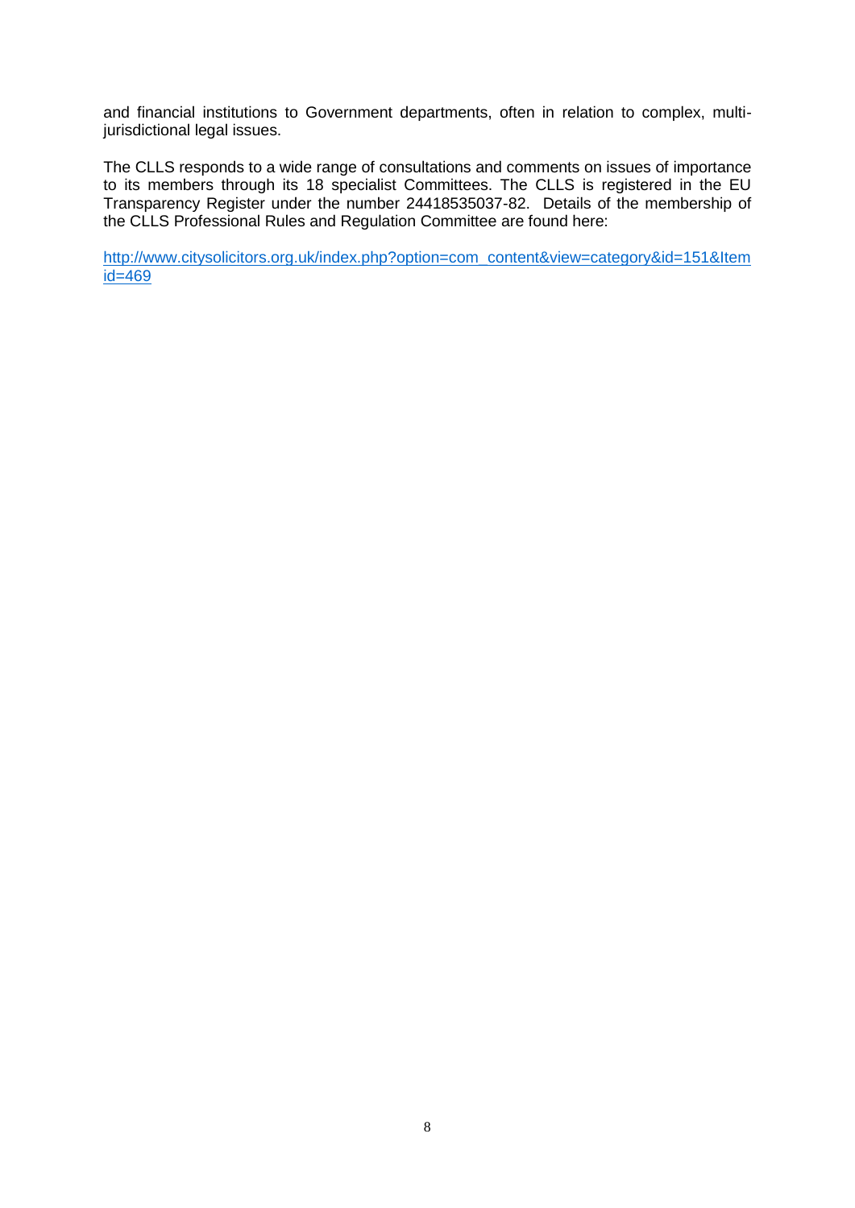and financial institutions to Government departments, often in relation to complex, multi-jurisdictional legal issues.

The CLLS responds to a wide range of consultations and comments on issues of importance to its members through its 18 specialist Committees. The CLLS is registered in the EU Transparency Register under the number 24418535037-82. Details of the membership of the CLLS Professional Rules and Regulation Committee are found here:

http://www.citysolicitors.org.uk/index.php?option=com_content&view=category&id=151&Itemid=469